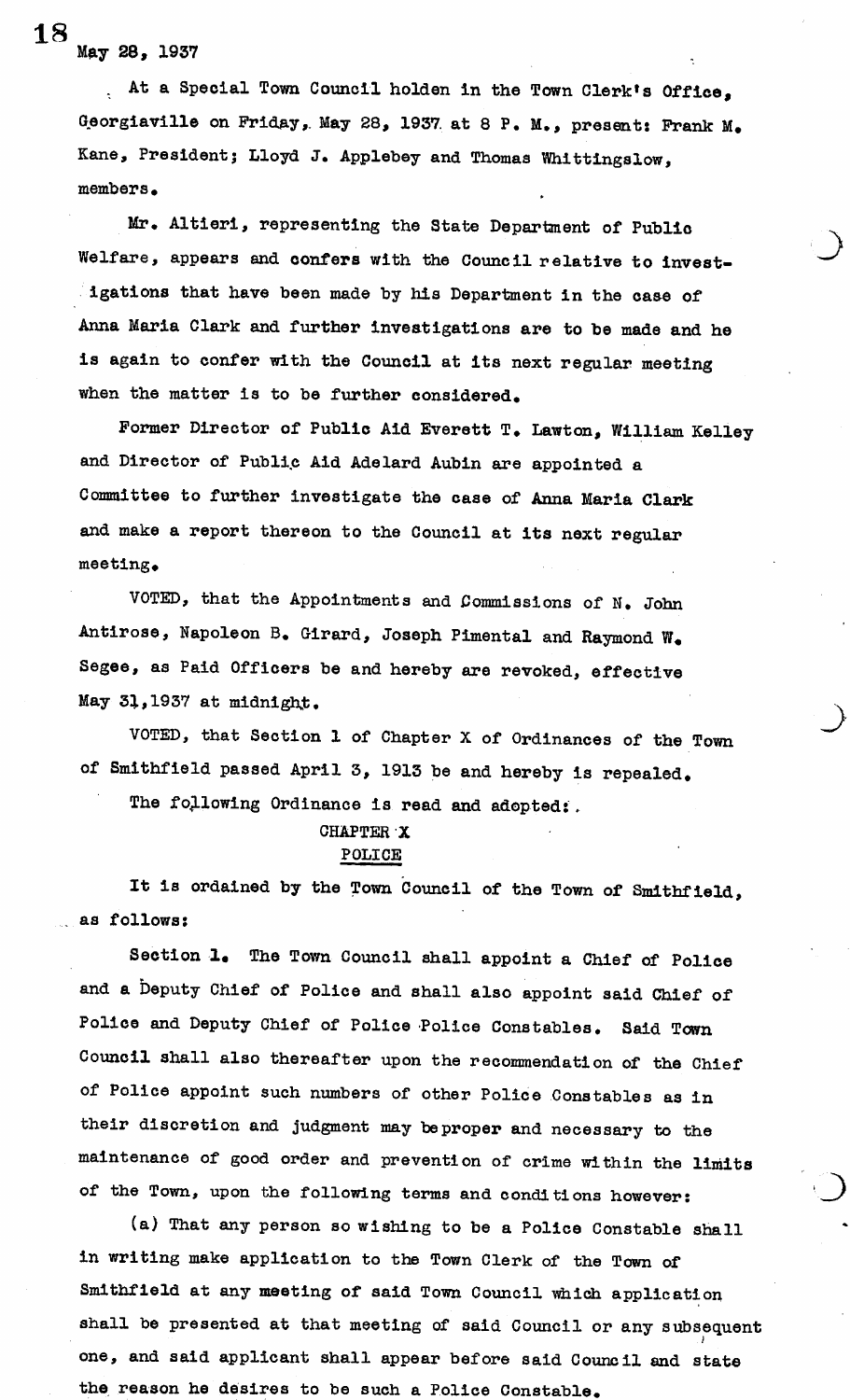May 28, 1937

At a Special Town Council holden in the Town Clerk's Office, Georgiaville on Friday, May 28, 1937 at 8 P. M., present: Frank M. Kane, President; Lloyd J. Applebey and Thomas Whittingslow, members.

Mr. Altieri, representing the State Department of Public Welfare, appears and confers with the Council relative to investigations that have been made by his Department in the case of Anna Maria Clark and further investigations are to be made and he is again to confer with the Council at its next regular meeting when the matter is to be further considered.

Former Director of Public Aid Everett T. Lawton, William Kelley and Director of Public Aid Adelard Aubin are appointed a Committee to further investigate the case of Anna Maria Clark and make a report thereon to the Council at its next regular meeting.

VOTED, that the Appointments and Commissions of N. John Antirose, Napoleon B. Girard, Joseph Pimental and Raymond W. Segee, as Paid Officers be and hereby are revoked, effective May 31, 1937 at midnight.

VOTED, that Section 1 of Chapter X of Ordinances of the Town of Smithfield passed April 3, 1913 be and hereby is repealed.

The following Ordinance is read and adopted:

## CHAPTER X
## POLICE

It is ordained by the Town Council of the Town of Smithfield, as follows:

**Section 1.** The Town Council shall appoint a Chief of Police and a Deputy Chief of Police and shall also appoint said Chief of Police and Deputy Chief of Police Police Constables. Said Town Council shall also thereafter upon the recommendation of the Chief of Police appoint such numbers of other Police Constables as in their discretion and judgment may be proper and necessary to the maintenance of good order and prevention of crime within the limits of the Town, upon the following terms and conditions however:

(a) That any person so wishing to be a Police Constable shall in writing make application to the Town Clerk of the Town of Smithfield at any meeting of said Town Council which application shall be presented at that meeting of said Council or any subsequent one, and said applicant shall appear before said Council and state the reason he desires to be such a Police Constable.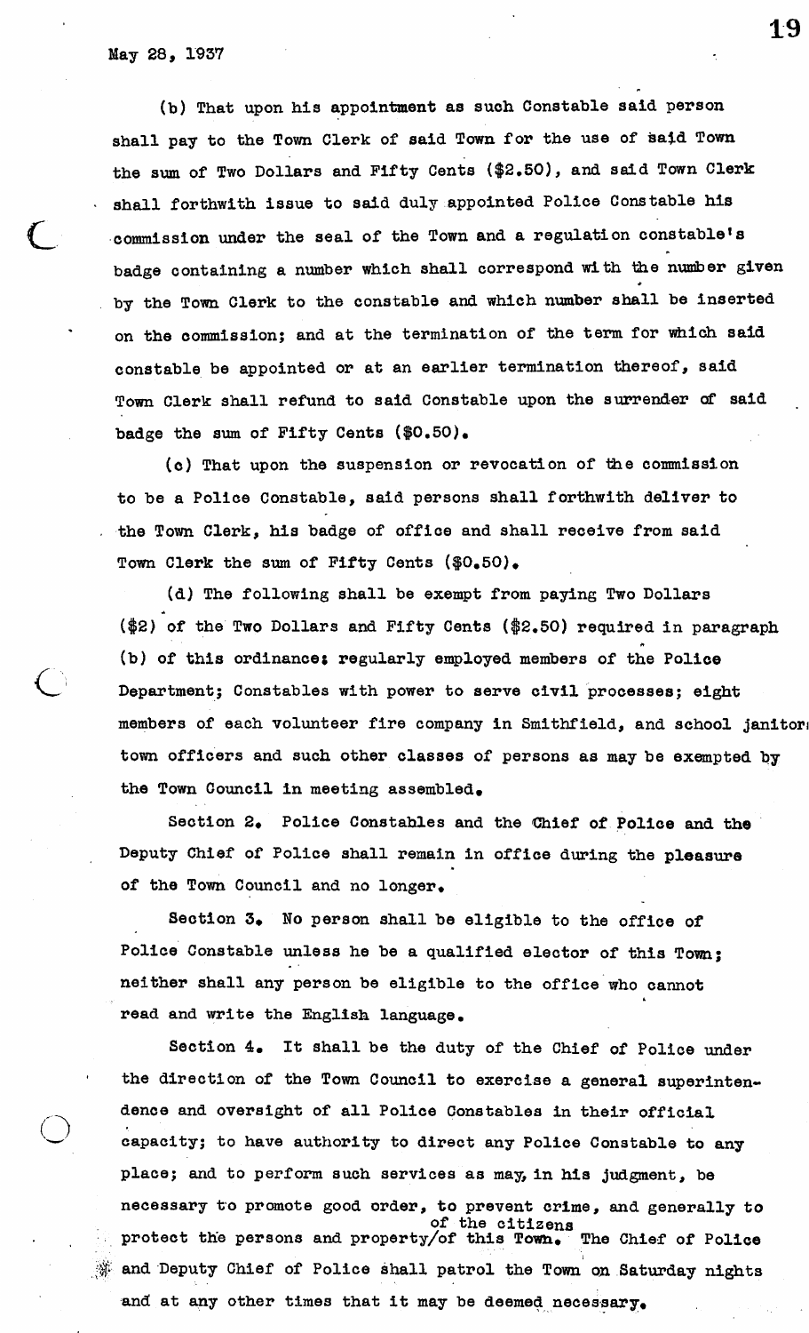May 28, 1937

(b) That upon his appointment as such Constable said person shall pay to the Town Clerk of said Town for the use of said Town the sum of Two Dollars and Fifty Cents ($2.50), and said Town Clerk shall forthwith issue to said duly appointed Police Constable his commission under the seal of the Town and a regulation constable's badge containing a number which shall correspond with the number given by the Town Clerk to the constable and which number shall be inserted on the commission; and at the termination of the term for which said constable be appointed or at an earlier termination thereof, said Town Clerk shall refund to said Constable upon the surrender of said badge the sum of Fifty Cents ($0.50).

(c) That upon the suspension or revocation of the commission to be a Police Constable, said persons shall forthwith deliver to the Town Clerk, his badge of office and shall receive from said Town Clerk the sum of Fifty Cents ($0.50).

(d) The following shall be exempt from paying Two Dollars ($2) of the Two Dollars and Fifty Cents ($2.50) required in paragraph (b) of this ordinance: regularly employed members of the Police Department; Constables with power to serve civil processes; eight members of each volunteer fire company in Smithfield, and school janitor, town officers and such other classes of persons as may be exempted by the Town Council in meeting assembled.

Section 2. Police Constables and the Chief of Police and the Deputy Chief of Police shall remain in office during the pleasure of the Town Council and no longer.

Section 3. No person shall be eligible to the office of Police Constable unless he be a qualified elector of this Town; neither shall any person be eligible to the office who cannot read and write the English language.

Section 4. It shall be the duty of the Chief of Police under the direction of the Town Council to exercise a general superintendence and oversight of all Police Constables in their official capacity; to have authority to direct any Police Constable to any place; and to perform such services as may, in his judgment, be necessary to promote good order, to prevent crime, and generally to protect the persons and property of the citizens of this Town. The Chief of Police and Deputy Chief of Police shall patrol the Town on Saturday nights and at any other times that it may be deemed necessary.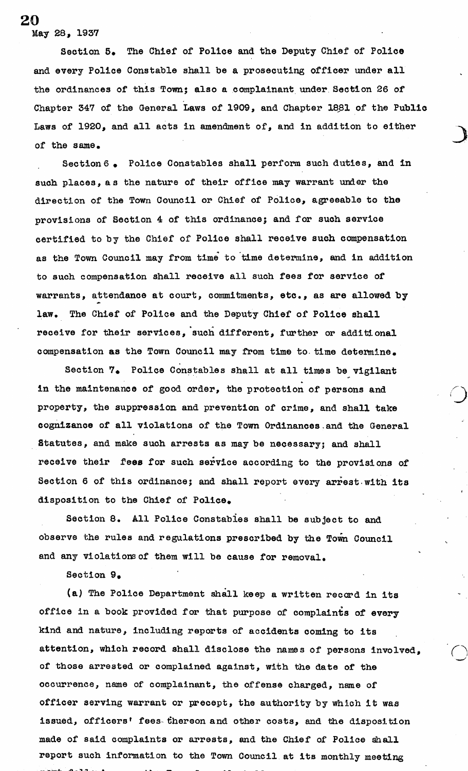May 28, 1937

Section 5. The Chief of Police and the Deputy Chief of Police and every Police Constable shall be a prosecuting officer under all the ordinances of this Town; also a complainant under Section 26 of Chapter 347 of the General Laws of 1909, and Chapter 1881 of the Public Laws of 1920, and all acts in amendment of, and in addition to either of the same.

Section 6. Police Constables shall perform such duties, and in such places, as the nature of their office may warrant under the direction of the Town Council or Chief of Police, agreeable to the provisions of Section 4 of this ordinance; and for such service certified to by the Chief of Police shall receive such compensation as the Town Council may from time to time determine, and in addition to such compensation shall receive all such fees for service of warrants, attendance at court, commitments, etc., as are allowed by law. The Chief of Police and the Deputy Chief of Police shall receive for their services, such different, further or additional compensation as the Town Council may from time to time determine.

Section 7. Police Constables shall at all times be vigilant in the maintenance of good order, the protection of persons and property, the suppression and prevention of crime, and shall take cognizance of all violations of the Town Ordinances and the General Statutes, and make such arrests as may be necessary; and shall receive their fees for such service according to the provisions of Section 6 of this ordinance; and shall report every arrest with its disposition to the Chief of Police.

Section 8. All Police Constables shall be subject to and observe the rules and regulations prescribed by the Town Council and any violations of them will be cause for removal.

Section 9.

(a) The Police Department shall keep a written record in its office in a book provided for that purpose of complaints of every kind and nature, including reports of accidents coming to its attention, which record shall disclose the names of persons involved, of those arrested or complained against, with the date of the occurrence, name of complainant, the offense charged, name of officer serving warrant or precept, the authority by which it was issued, officers' fees thereon and other costs, and the disposition made of said complaints or arrests, and the Chief of Police shall report such information to the Town Council at its monthly meeting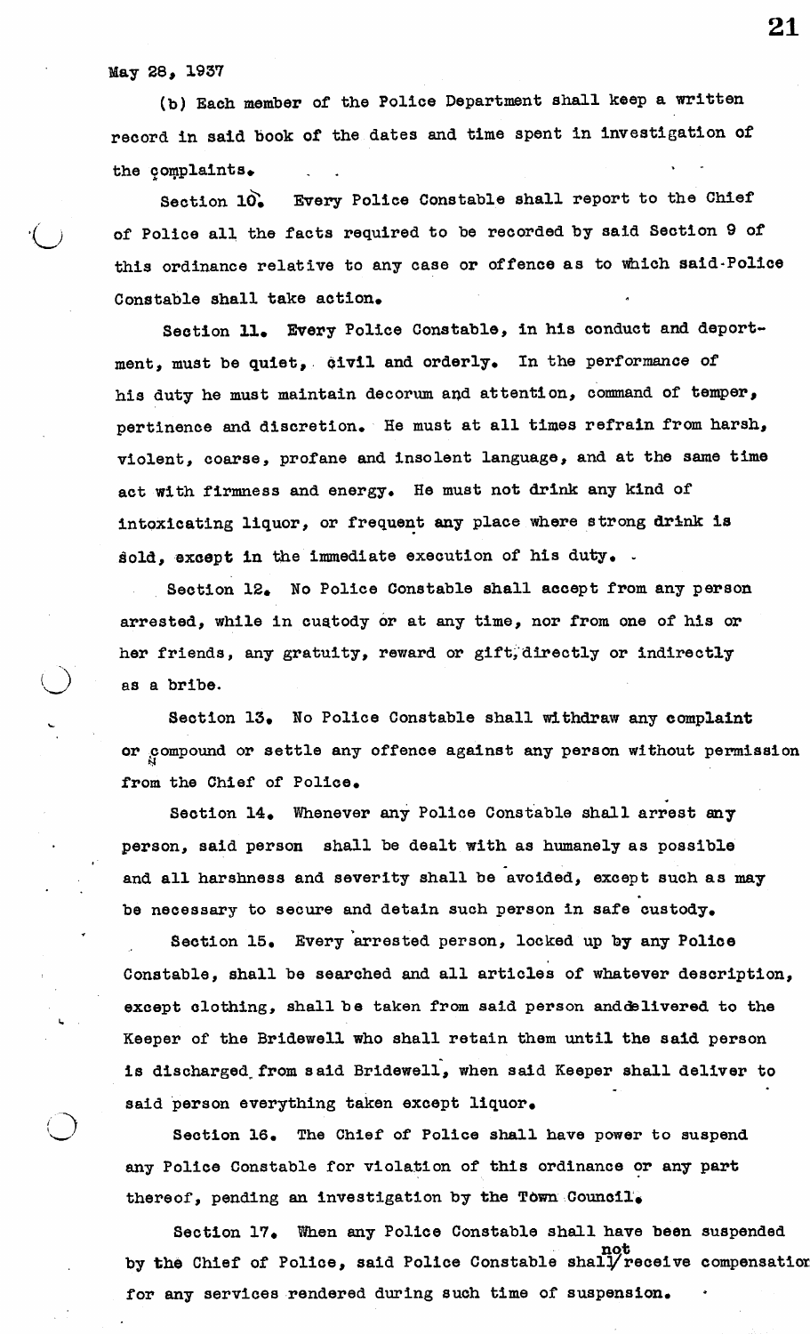May 28, 1937

(b) Each member of the Police Department shall keep a written record in said book of the dates and time spent in investigation of the complaints.

Section 10. Every Police Constable shall report to the Chief of Police all the facts required to be recorded by said Section 9 of this ordinance relative to any case or offence as to which said Police Constable shall take action.

Section 11. Every Police Constable, in his conduct and deportment, must be quiet, civil and orderly. In the performance of his duty he must maintain decorum and attention, command of temper, pertinence and discretion. He must at all times refrain from harsh, violent, coarse, profane and insolent language, and at the same time act with firmness and energy. He must not drink any kind of intoxicating liquor, or frequent any place where strong drink is sold, except in the immediate execution of his duty.

Section 12. No Police Constable shall accept from any person arrested, while in custody or at any time, nor from one of his or her friends, any gratuity, reward or gift, directly or indirectly as a bribe.

Section 13. No Police Constable shall withdraw any complaint or compound or settle any offence against any person without permission from the Chief of Police.

Section 14. Whenever any Police Constable shall arrest any person, said person shall be dealt with as humanely as possible and all harshness and severity shall be avoided, except such as may be necessary to secure and detain such person in safe custody.

Section 15. Every arrested person, locked up by any Police Constable, shall be searched and all articles of whatever description, except clothing, shall be taken from said person and delivered to the Keeper of the Bridewell who shall retain them until the said person is discharged from said Bridewell, when said Keeper shall deliver to said person everything taken except liquor.

Section 16. The Chief of Police shall have power to suspend any Police Constable for violation of this ordinance or any part thereof, pending an investigation by the Town Council.

Section 17. When any Police Constable shall have been suspended by the Chief of Police, said Police Constable shall not receive compensation for any services rendered during such time of suspension.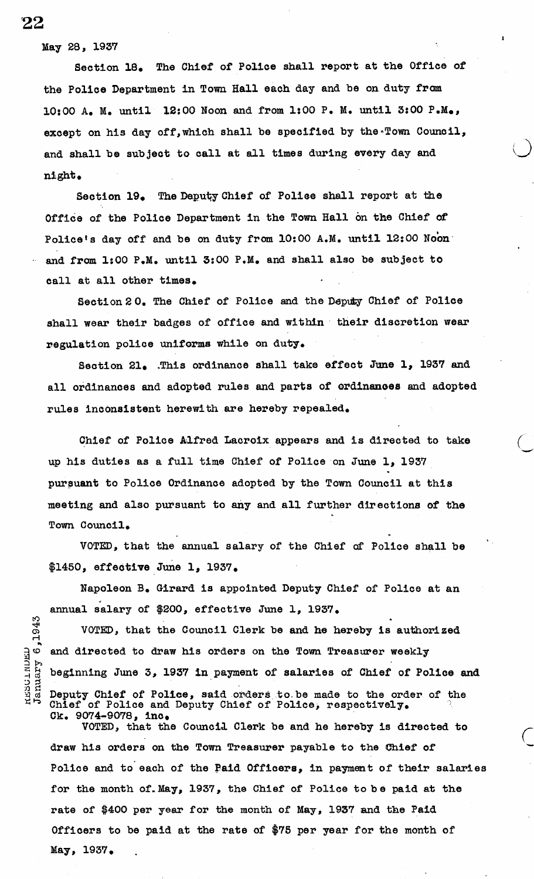May 28, 1937

Section 18. The Chief of Police shall report at the Office of the Police Department in Town Hall each day and be on duty from 10:00 A. M. until 12:00 Noon and from 1:00 P. M. until 3:00 P.M., except on his day off, which shall be specified by the Town Council, and shall be subject to call at all times during every day and night.

Section 19. The Deputy Chief of Police shall report at the Office of the Police Department in the Town Hall on the Chief of Police's day off and be on duty from 10:00 A.M. until 12:00 Noon and from 1:00 P.M. until 3:00 P.M. and shall also be subject to call at all other times.

Section 20. The Chief of Police and the Deputy Chief of Police shall wear their badges of office and within their discretion wear regulation police uniforms while on duty.

Section 21. This ordinance shall take effect June 1, 1937 and all ordinances and adopted rules and parts of ordinances and adopted rules inconsistent herewith are hereby repealed.

Chief of Police Alfred Lacroix appears and is directed to take up his duties as a full time Chief of Police on June 1, 1937 pursuant to Police Ordinance adopted by the Town Council at this meeting and also pursuant to any and all further directions of the Town Council.

VOTED, that the annual salary of the Chief of Police shall be $1450, effective June 1, 1937.

Napoleon B. Girard is appointed Deputy Chief of Police at an annual salary of $200, effective June 1, 1937.

RESCINDED January 6, 1943

VOTED, that the Council Clerk be and he hereby is authorized and directed to draw his orders on the Town Treasurer weekly beginning June 3, 1937 in payment of salaries of Chief of Police and Deputy Chief of Police, said orders to be made to the order of the Chief of Police and Deputy Chief of Police, respectively.
Ck. 9074-9078, inc.

VOTED, that the Council Clerk be and he hereby is directed to draw his orders on the Town Treasurer payable to the Chief of Police and to each of the Paid Officers, in payment of their salaries for the month of May, 1937, the Chief of Police to be paid at the rate of $400 per year for the month of May, 1937 and the Paid Officers to be paid at the rate of $75 per year for the month of May, 1937.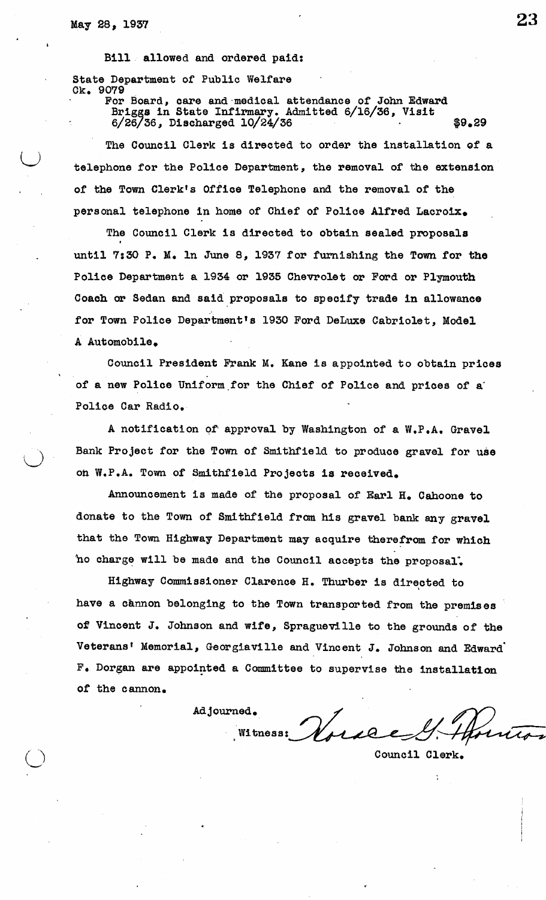May 28, 1937

Bill allowed and ordered paid:

State Department of Public Welfare
Ck. 9079
For Board, care and medical attendance of John Edward Briggs in State Infirmary. Admitted 6/16/36, Visit 6/26/36, Discharged 10/24/36 $9.29

The Council Clerk is directed to order the installation of a telephone for the Police Department, the removal of the extension of the Town Clerk's Office Telephone and the removal of the personal telephone in home of Chief of Police Alfred Lacroix.

The Council Clerk is directed to obtain sealed proposals until 7:30 P. M. in June 8, 1937 for furnishing the Town for the Police Department a 1934 or 1935 Chevrolet or Ford or Plymouth Coach or Sedan and said proposals to specify trade in allowance for Town Police Department's 1930 Ford DeLuxe Cabriolet, Model A Automobile.

Council President Frank M. Kane is appointed to obtain prices of a new Police Uniform for the Chief of Police and prices of a Police Car Radio.

A notification of approval by Washington of a W.P.A. Gravel Bank Project for the Town of Smithfield to produce gravel for use on W.P.A. Town of Smithfield Projects is received.

Announcement is made of the proposal of Earl H. Cahoone to donate to the Town of Smithfield from his gravel bank any gravel that the Town Highway Department may acquire therefrom for which no charge will be made and the Council accepts the proposal.

Highway Commissioner Clarence H. Thurber is directed to have a cannon belonging to the Town transported from the premises of Vincent J. Johnson and wife, Spragueville to the grounds of the Veterans' Memorial, Georgiaville and Vincent J. Johnson and Edward F. Dorgan are appointed a Committee to supervise the installation of the cannon.

Adjourned.

Witness: Horace G. Thornton

Council Clerk.